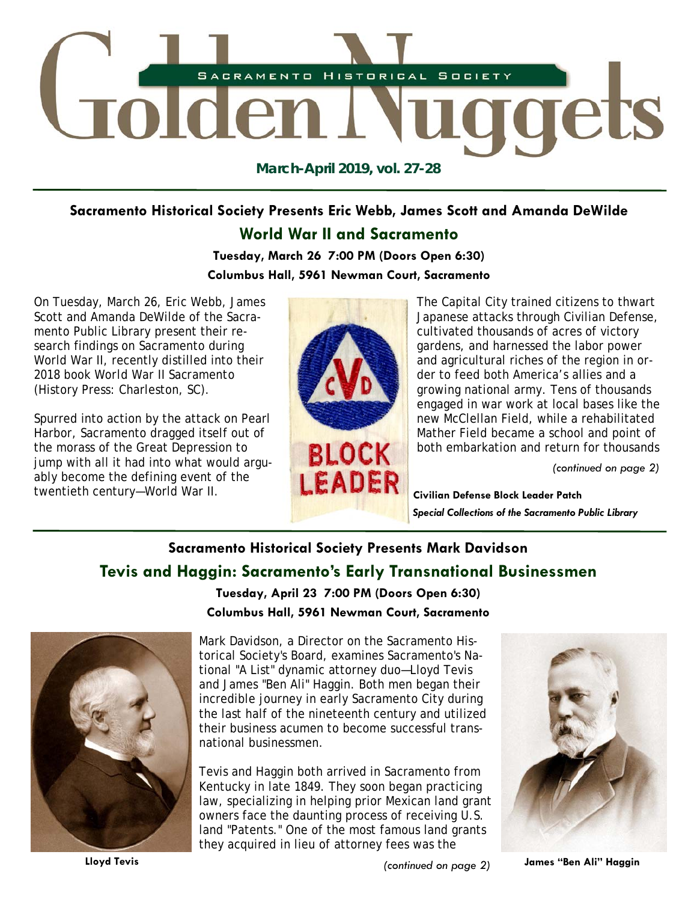# Golden Nuggets

SACRAMENTO HISTORICAL SOCIETY

**March-April 2019, vol. 27-28**

---

### Sacramento Historical Society Presents Eric Webb, James Scott and Amanda DeWilde

## World War II and Sacramento

**Tuesday, March 26 7:00 PM (Doors Open 6:30)**
**Columbus Hall, 5961 Newman Court, Sacramento**

On Tuesday, March 26, Eric Webb, James Scott and Amanda DeWilde of the Sacramento Public Library present their research findings on Sacramento during World War II, recently distilled into their 2018 book World War II Sacramento (History Press: Charleston, SC).

Spurred into action by the attack on Pearl Harbor, Sacramento dragged itself out of the morass of the Great Depression to jump with all it had into what would arguably become the defining event of the twentieth century—World War II.

The Capital City trained citizens to thwart Japanese attacks through Civilian Defense, cultivated thousands of acres of victory gardens, and harnessed the labor power and agricultural riches of the region in order to feed both America's allies and a growing national army. Tens of thousands engaged in war work at local bases like the new McClellan Field, while a rehabilitated Mather Field became a school and point of both embarkation and return for thousands

*(continued on page 2)*

**Civilian Defense Block Leader Patch**
***Special Collections of the Sacramento Public Library***

---

### Sacramento Historical Society Presents Mark Davidson

## Tevis and Haggin: Sacramento's Early Transnational Businessmen

**Tuesday, April 23 7:00 PM (Doors Open 6:30)**
**Columbus Hall, 5961 Newman Court, Sacramento**

Mark Davidson, a Director on the Sacramento Historical Society's Board, examines Sacramento's National "A List" dynamic attorney duo—Lloyd Tevis and James "Ben Ali" Haggin. Both men began their incredible journey in early Sacramento City during the last half of the nineteenth century and utilized their business acumen to become successful transnational businessmen.

Tevis and Haggin both arrived in Sacramento from Kentucky in late 1849. They soon began practicing law, specializing in helping prior Mexican land grant owners face the daunting process of receiving U.S. land "Patents." One of the most famous land grants they acquired in lieu of attorney fees was the

*(continued on page 2)*

**Lloyd Tevis**

**James "Ben Ali" Haggin**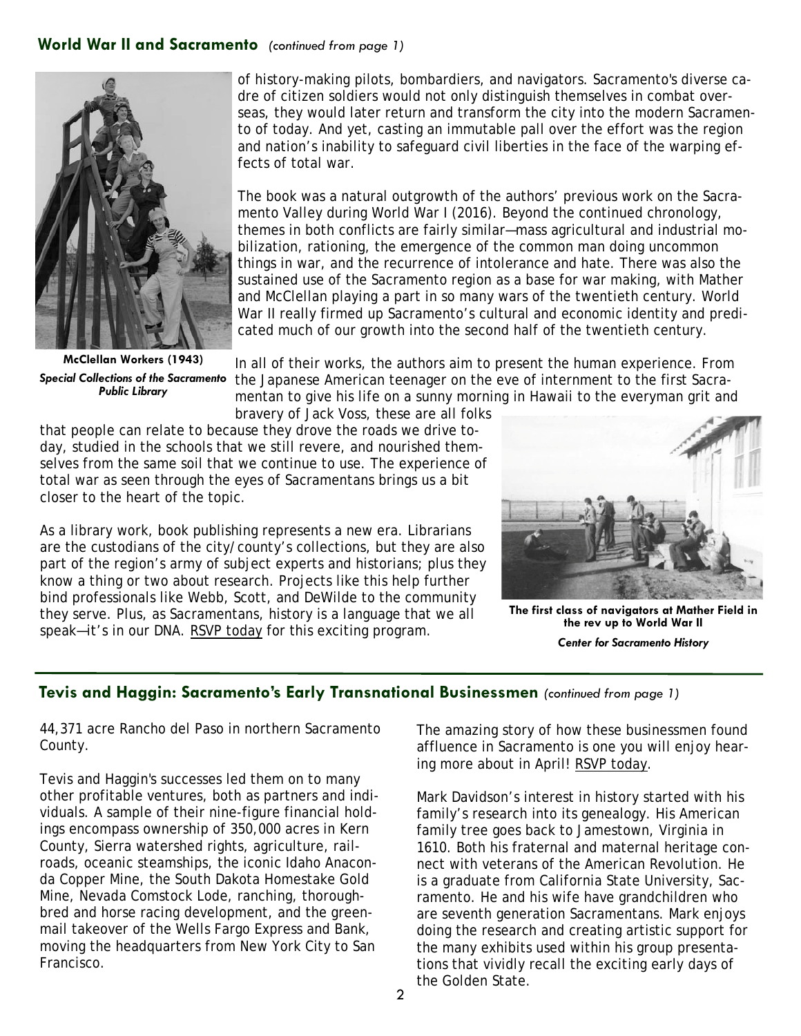## World War II and Sacramento *(continued from page 1)*

of history-making pilots, bombardiers, and navigators. Sacramento's diverse cadre of citizen soldiers would not only distinguish themselves in combat overseas, they would later return and transform the city into the modern Sacramento of today. And yet, casting an immutable pall over the effort was the region and nation's inability to safeguard civil liberties in the face of the warping effects of total war.

The book was a natural outgrowth of the authors' previous work on the Sacramento Valley during World War I (2016). Beyond the continued chronology, themes in both conflicts are fairly similar—mass agricultural and industrial mobilization, rationing, the emergence of the common man doing uncommon things in war, and the recurrence of intolerance and hate. There was also the sustained use of the Sacramento region as a base for war making, with Mather and McClellan playing a part in so many wars of the twentieth century. World War II really firmed up Sacramento's cultural and economic identity and predicated much of our growth into the second half of the twentieth century.

**McClellan Workers (1943)**
***Special Collections of the Sacramento Public Library***

In all of their works, the authors aim to present the human experience. From the Japanese American teenager on the eve of internment to the first Sacramentan to give his life on a sunny morning in Hawaii to the everyman grit and bravery of Jack Voss, these are all folks that people can relate to because they drove the roads we drive today, studied in the schools that we still revere, and nourished themselves from the same soil that we continue to use. The experience of total war as seen through the eyes of Sacramentans brings us a bit closer to the heart of the topic.

As a library work, book publishing represents a new era. Librarians are the custodians of the city/county's collections, but they are also part of the region's army of subject experts and historians; plus they know a thing or two about research. Projects like this help further bind professionals like Webb, Scott, and DeWilde to the community they serve. Plus, as Sacramentans, history is a language that we all speak—it's in our DNA. RSVP today for this exciting program.

**The first class of navigators at Mather Field in the rev up to World War II**
***Center for Sacramento History***

## Tevis and Haggin: Sacramento's Early Transnational Businessmen *(continued from page 1)*

44,371 acre Rancho del Paso in northern Sacramento County.

Tevis and Haggin's successes led them on to many other profitable ventures, both as partners and individuals. A sample of their nine-figure financial holdings encompass ownership of 350,000 acres in Kern County, Sierra watershed rights, agriculture, railroads, oceanic steamships, the iconic Idaho Anaconda Copper Mine, the South Dakota Homestake Gold Mine, Nevada Comstock Lode, ranching, thoroughbred and horse racing development, and the greenmail takeover of the Wells Fargo Express and Bank, moving the headquarters from New York City to San Francisco.

The amazing story of how these businessmen found affluence in Sacramento is one you will enjoy hearing more about in April! RSVP today.

Mark Davidson's interest in history started with his family's research into its genealogy. His American family tree goes back to Jamestown, Virginia in 1610. Both his fraternal and maternal heritage connect with veterans of the American Revolution. He is a graduate from California State University, Sacramento. He and his wife have grandchildren who are seventh generation Sacramentans. Mark enjoys doing the research and creating artistic support for the many exhibits used within his group presentations that vividly recall the exciting early days of the Golden State.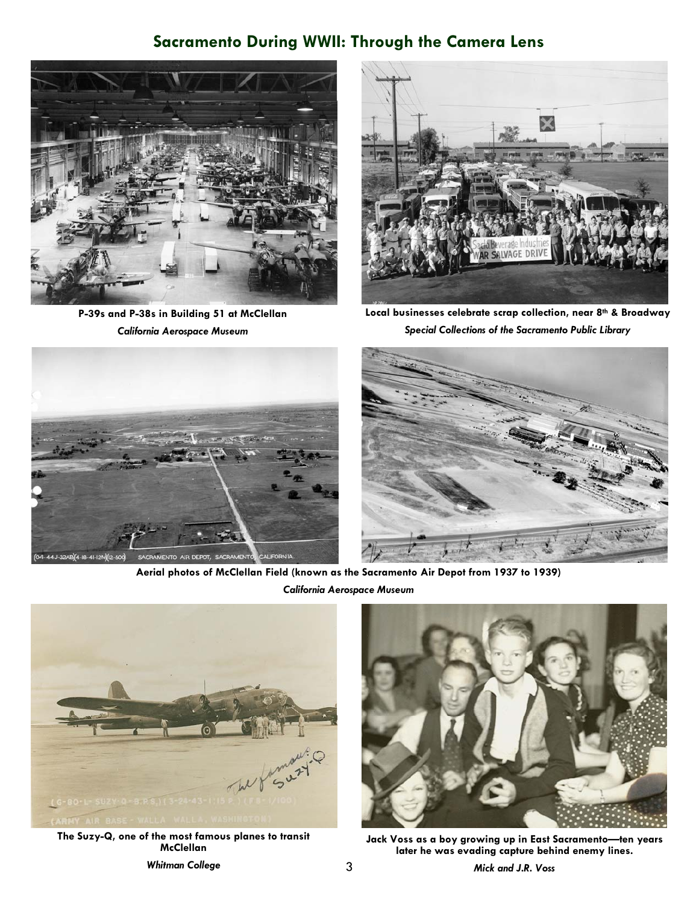## Sacramento During WWII: Through the Camera Lens

**P-39s and P-38s in Building 51 at McClellan**

***California Aerospace Museum***

**Local businesses celebrate scrap collection, near 8th & Broadway**

***Special Collections of the Sacramento Public Library***

**Aerial photos of McClellan Field (known as the Sacramento Air Depot from 1937 to 1939)**

***California Aerospace Museum***

**The Suzy-Q, one of the most famous planes to transit McClellan**

***Whitman College***

**Jack Voss as a boy growing up in East Sacramento—ten years later he was evading capture behind enemy lines.**

***Mick and J.R. Voss***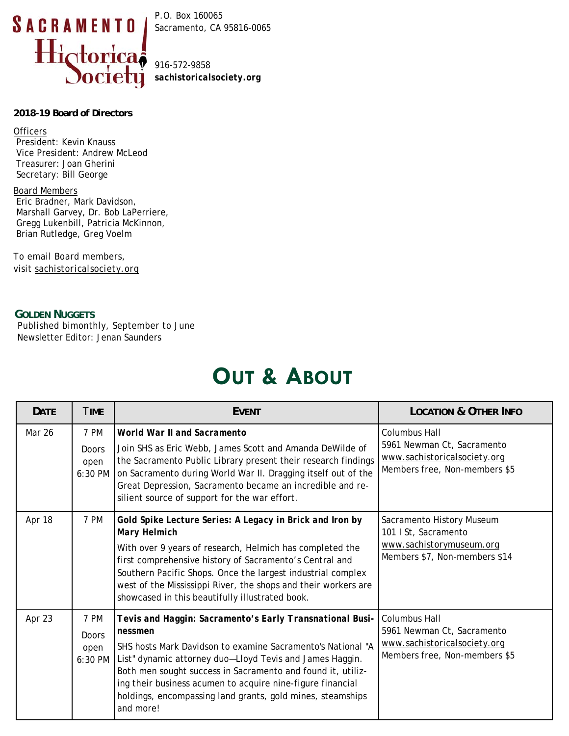**SACRAMENTO Historical Society**

P.O. Box 160065
Sacramento, CA 95816-0065

916-572-9858
**sachistoricalsociety.org**

**2018-19 Board of Directors**

Officers
President: Kevin Knauss
Vice President: Andrew McLeod
Treasurer: Joan Gherini
Secretary: Bill George

Board Members
Eric Bradner, Mark Davidson,
Marshall Garvey, Dr. Bob LaPerriere,
Gregg Lukenbill, Patricia McKinnon,
Brian Rutledge, Greg Voelm

To email Board members,
visit sachistoricalsociety.org

**GOLDEN NUGGETS**
Published bimonthly, September to June
Newsletter Editor: Jenan Saunders

# OUT & ABOUT

| DATE | TIME | EVENT | LOCATION & OTHER INFO |
|---|---|---|---|
| Mar 26 | 7 PM Doors open 6:30 PM | **World War II and Sacramento** Join SHS as Eric Webb, James Scott and Amanda DeWilde of the Sacramento Public Library present their research findings on Sacramento during World War II. Dragging itself out of the Great Depression, Sacramento became an incredible and resilient source of support for the war effort. | Columbus Hall 5961 Newman Ct, Sacramento www.sachistoricalsociety.org Members free, Non-members $5 |
| Apr 18 | 7 PM | **Gold Spike Lecture Series: A Legacy in Brick and Iron by Mary Helmich** With over 9 years of research, Helmich has completed the first comprehensive history of Sacramento's Central and Southern Pacific Shops. Once the largest industrial complex west of the Mississippi River, the shops and their workers are showcased in this beautifully illustrated book. | Sacramento History Museum 101 I St, Sacramento www.sachistorymuseum.org Members $7, Non-members $14 |
| Apr 23 | 7 PM Doors open 6:30 PM | **Tevis and Haggin: Sacramento's Early Transnational Businessmen** SHS hosts Mark Davidson to examine Sacramento's National "A List" dynamic attorney duo—Lloyd Tevis and James Haggin. Both men sought success in Sacramento and found it, utilizing their business acumen to acquire nine-figure financial holdings, encompassing land grants, gold mines, steamships and more! | Columbus Hall 5961 Newman Ct, Sacramento www.sachistoricalsociety.org Members free, Non-members $5 |